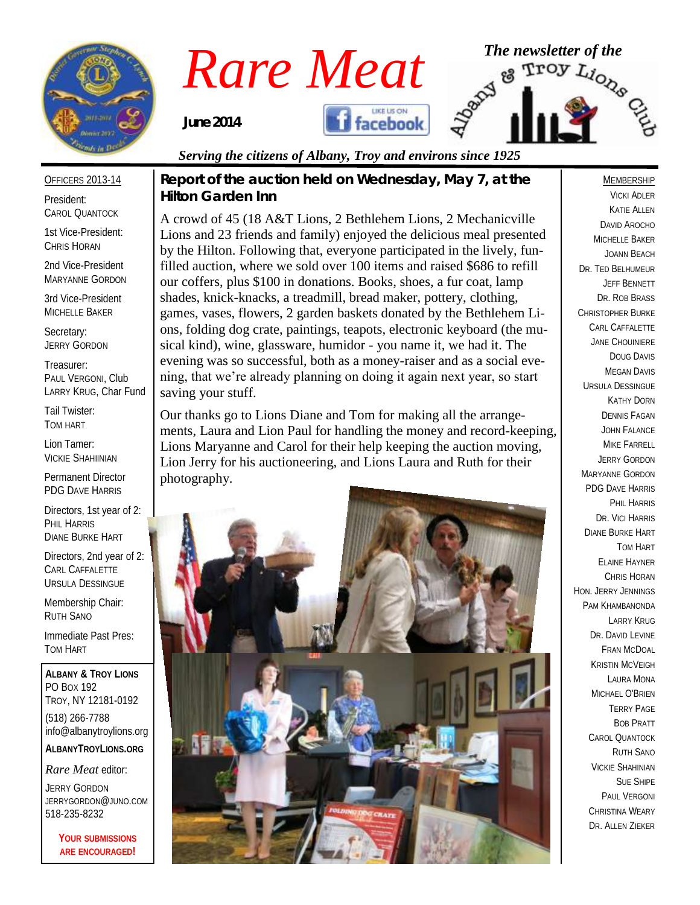# Rare Meat

**June 2014**

*The newsletter of the* Albany & Troy Lions Club

*Serving the citizens of Albany, Troy and environs since 1925*

## Report of the auction held on Wednesday, May 7, at the Hilton Garden Inn

A crowd of 45 (18 A&T Lions, 2 Bethlehem Lions, 2 Mechanicville Lions and 23 friends and family) enjoyed the delicious meal presented by the Hilton. Following that, everyone participated in the lively, fun-filled auction, where we sold over 100 items and raised $686 to refill our coffers, plus $100 in donations. Books, shoes, a fur coat, lamp shades, knick-knacks, a treadmill, bread maker, pottery, clothing, games, vases, flowers, 2 garden baskets donated by the Bethlehem Lions, folding dog crate, paintings, teapots, electronic keyboard (the musical kind), wine, glassware, humidor - you name it, we had it. The evening was so successful, both as a money-raiser and as a social evening, that we're already planning on doing it again next year, so start saving your stuff.

Our thanks go to Lions Diane and Tom for making all the arrangements, Laura and Lion Paul for handling the money and record-keeping, Lions Maryanne and Carol for their help keeping the auction moving, Lion Jerry for his auctioneering, and Lions Laura and Ruth for their photography.

---

OFFICERS 2013-14

President:
Carol Quantock

1st Vice-President:
Chris Horan

2nd Vice-President
Maryanne Gordon

3rd Vice-President
Michelle Baker

Secretary:
Jerry Gordon

Treasurer:
Paul Vergoni, Club
Larry Krug, Char Fund

Tail Twister:
Tom Hart

Lion Tamer:
Vickie Shahiinian

Permanent Director
PDG Dave Harris

Directors, 1st year of 2:
Phil Harris
Diane Burke Hart

Directors, 2nd year of 2:
Carl Caffalette
Ursula Dessingue

Membership Chair:
Ruth Sano

Immediate Past Pres:
Tom Hart

**Albany & Troy Lions**
PO Box 192
Troy, NY 12181-0192
(518) 266-7788
info@albanytroylions.org

**AlbanyTroyLions.org**

*Rare Meat* editor:
Jerry Gordon
jerrygordon@juno.com
518-235-8232

**Your submissions are encouraged!**

---

MEMBERSHIP

Vicki Adler
Katie Allen
David Arocho
Michelle Baker
Joann Beach
Dr. Ted Belhumeur
Jeff Bennett
Dr. Rob Brass
Christopher Burke
Carl Caffalette
Jane Chouiniere
Doug Davis
Megan Davis
Ursula Dessingue
Kathy Dorn
Dennis Fagan
John Falance
Mike Farrell
Jerry Gordon
Maryanne Gordon
PDG Dave Harris
Phil Harris
Dr. Vici Harris
Diane Burke Hart
Tom Hart
Elaine Hayner
Chris Horan
Hon. Jerry Jennings
Pam Khambanonda
Larry Krug
Dr. David Levine
Fran McDoal
Kristin McVeigh
Laura Mona
Michael O'Brien
Terry Page
Bob Pratt
Carol Quantock
Ruth Sano
Vickie Shahinian
Sue Shipe
Paul Vergoni
Christina Weary
Dr. Allen Zieker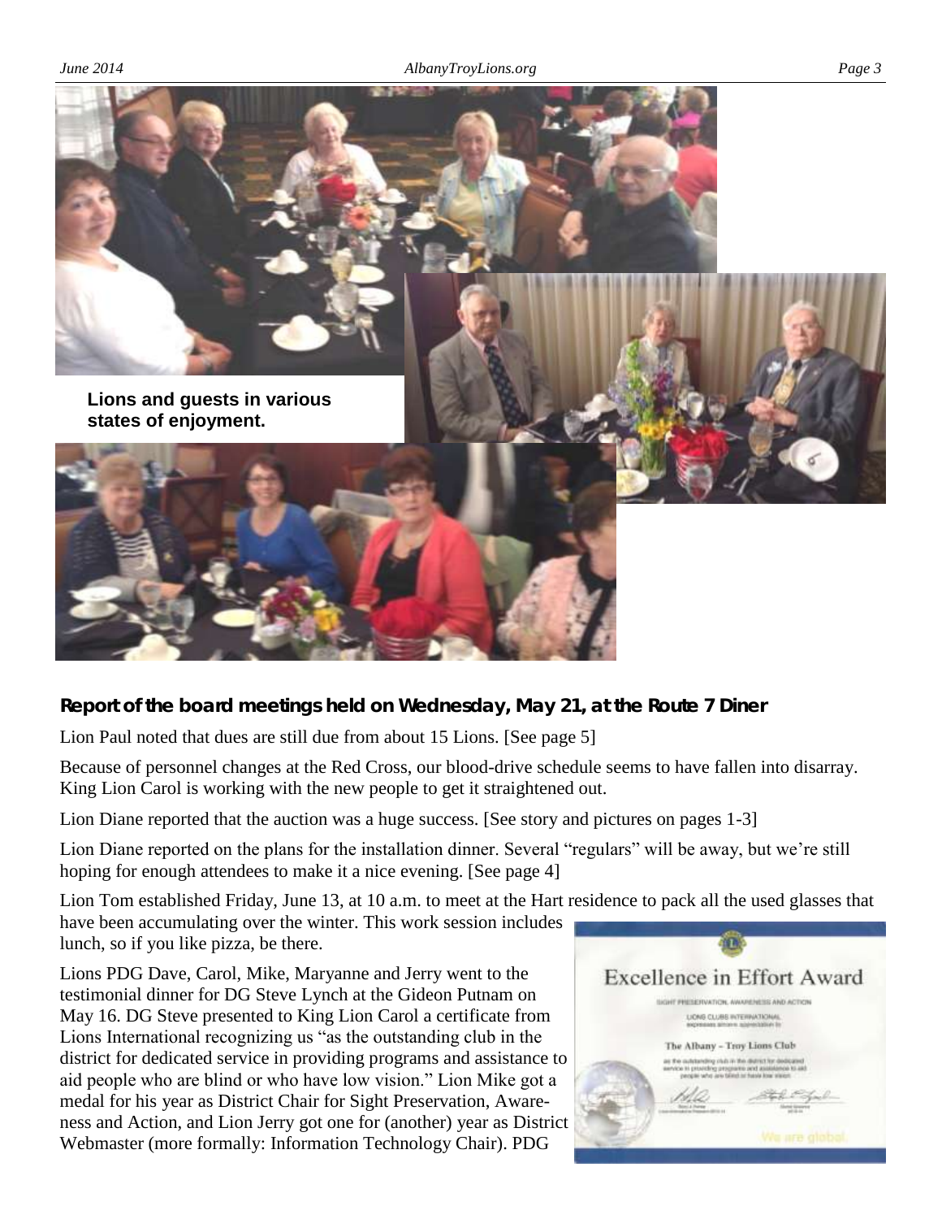Lions and guests in various states of enjoyment.

**Report of the board meetings held on Wednesday, May 21, at the Route 7 Diner**

Lion Paul noted that dues are still due from about 15 Lions. [See page 5]

Because of personnel changes at the Red Cross, our blood-drive schedule seems to have fallen into disarray. King Lion Carol is working with the new people to get it straightened out.

Lion Diane reported that the auction was a huge success. [See story and pictures on pages 1-3]

Lion Diane reported on the plans for the installation dinner. Several "regulars" will be away, but we're still hoping for enough attendees to make it a nice evening. [See page 4]

Lion Tom established Friday, June 13, at 10 a.m. to meet at the Hart residence to pack all the used glasses that have been accumulating over the winter. This work session includes lunch, so if you like pizza, be there.

Lions PDG Dave, Carol, Mike, Maryanne and Jerry went to the testimonial dinner for DG Steve Lynch at the Gideon Putnam on May 16. DG Steve presented to King Lion Carol a certificate from Lions International recognizing us "as the outstanding club in the district for dedicated service in providing programs and assistance to aid people who are blind or who have low vision." Lion Mike got a medal for his year as District Chair for Sight Preservation, Awareness and Action, and Lion Jerry got one for (another) year as District Webmaster (more formally: Information Technology Chair). PDG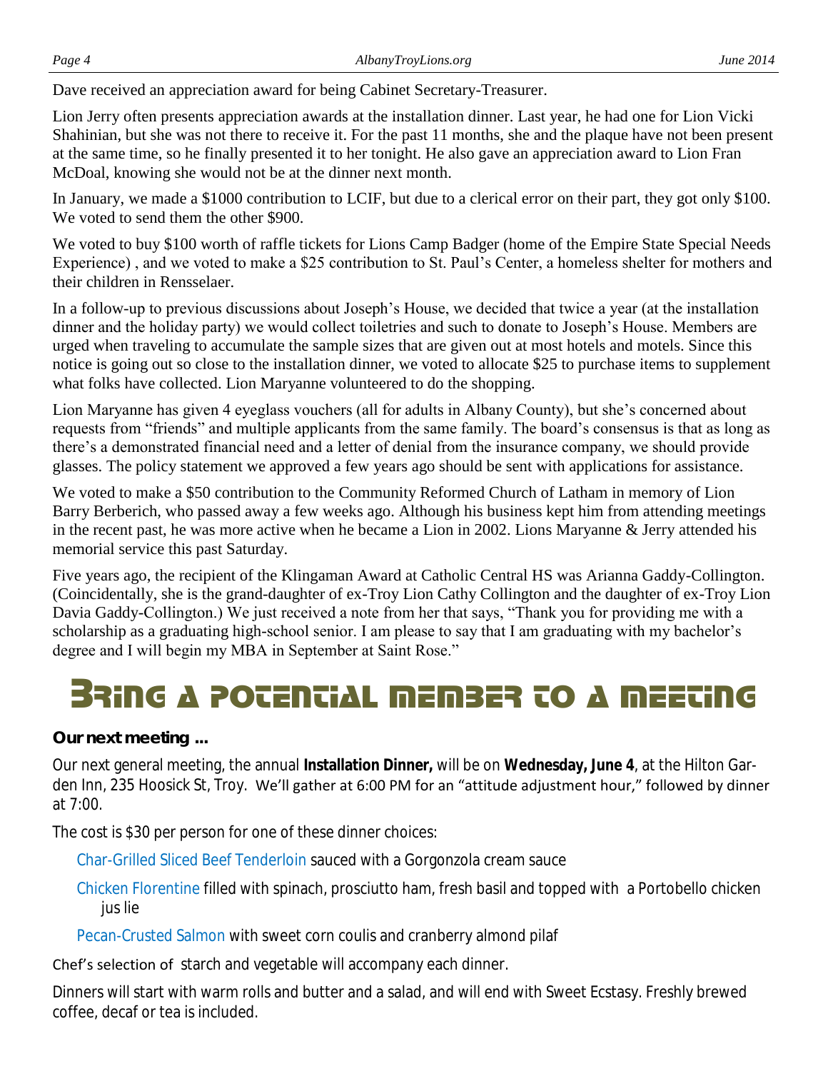Dave received an appreciation award for being Cabinet Secretary-Treasurer.

Lion Jerry often presents appreciation awards at the installation dinner. Last year, he had one for Lion Vicki Shahinian, but she was not there to receive it. For the past 11 months, she and the plaque have not been present at the same time, so he finally presented it to her tonight. He also gave an appreciation award to Lion Fran McDoal, knowing she would not be at the dinner next month.

In January, we made a $1000 contribution to LCIF, but due to a clerical error on their part, they got only $100. We voted to send them the other $900.

We voted to buy $100 worth of raffle tickets for Lions Camp Badger (home of the Empire State Special Needs Experience) , and we voted to make a $25 contribution to St. Paul's Center, a homeless shelter for mothers and their children in Rensselaer.

In a follow-up to previous discussions about Joseph's House, we decided that twice a year (at the installation dinner and the holiday party) we would collect toiletries and such to donate to Joseph's House. Members are urged when traveling to accumulate the sample sizes that are given out at most hotels and motels. Since this notice is going out so close to the installation dinner, we voted to allocate $25 to purchase items to supplement what folks have collected. Lion Maryanne volunteered to do the shopping.

Lion Maryanne has given 4 eyeglass vouchers (all for adults in Albany County), but she's concerned about requests from "friends" and multiple applicants from the same family. The board's consensus is that as long as there's a demonstrated financial need and a letter of denial from the insurance company, we should provide glasses. The policy statement we approved a few years ago should be sent with applications for assistance.

We voted to make a $50 contribution to the Community Reformed Church of Latham in memory of Lion Barry Berberich, who passed away a few weeks ago. Although his business kept him from attending meetings in the recent past, he was more active when he became a Lion in 2002. Lions Maryanne & Jerry attended his memorial service this past Saturday.

Five years ago, the recipient of the Klingaman Award at Catholic Central HS was Arianna Gaddy-Collington. (Coincidentally, she is the grand-daughter of ex-Troy Lion Cathy Collington and the daughter of ex-Troy Lion Davia Gaddy-Collington.) We just received a note from her that says, "Thank you for providing me with a scholarship as a graduating high-school senior. I am please to say that I am graduating with my bachelor's degree and I will begin my MBA in September at Saint Rose."

# Bring a potential member to a meeting

### Our next meeting ...

Our next general meeting, the annual **Installation Dinner,** will be on **Wednesday, June 4**, at the Hilton Garden Inn, 235 Hoosick St, Troy. We'll gather at 6:00 PM for an "attitude adjustment hour," followed by dinner at 7:00.

The cost is $30 per person for one of these dinner choices:

Char-Grilled Sliced Beef Tenderloin sauced with a Gorgonzola cream sauce

Chicken Florentine filled with spinach, prosciutto ham, fresh basil and topped with a Portobello chicken jus lie

Pecan-Crusted Salmon with sweet corn coulis and cranberry almond pilaf

Chef's selection of starch and vegetable will accompany each dinner.

Dinners will start with warm rolls and butter and a salad, and will end with Sweet Ecstasy. Freshly brewed coffee, decaf or tea is included.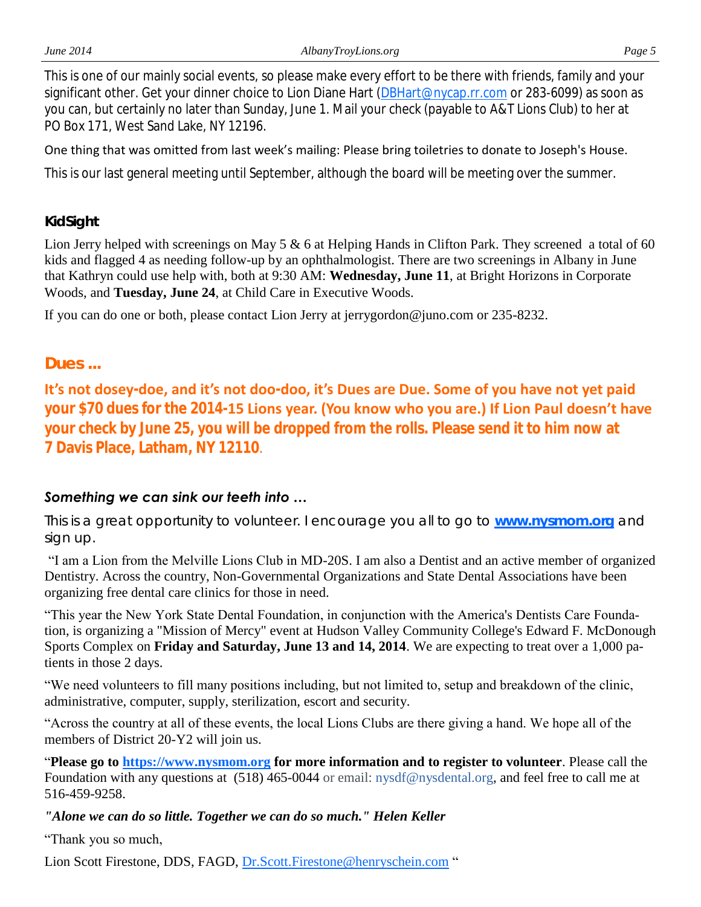This is one of our mainly social events, so please make every effort to be there with friends, family and your significant other. Get your dinner choice to Lion Diane Hart (DBHart@nycap.rr.com or 283-6099) as soon as you can, but certainly no later than Sunday, June 1. Mail your check (payable to A&T Lions Club) to her at PO Box 171, West Sand Lake, NY 12196.

One thing that was omitted from last week's mailing: Please bring toiletries to donate to Joseph's House.

This is our last general meeting until September, although the board will be meeting over the summer.

### KidSight

Lion Jerry helped with screenings on May 5 & 6 at Helping Hands in Clifton Park. They screened a total of 60 kids and flagged 4 as needing follow-up by an ophthalmologist. There are two screenings in Albany in June that Kathryn could use help with, both at 9:30 AM: **Wednesday, June 11**, at Bright Horizons in Corporate Woods, and **Tuesday, June 24**, at Child Care in Executive Woods.

If you can do one or both, please contact Lion Jerry at jerrygordon@juno.com or 235-8232.

## Dues ...

**It's not dosey-doe, and it's not doo-doo, it's Dues are Due. Some of you have not yet paid your $70 dues for the 2014-15 Lions year. (You know who you are.) If Lion Paul doesn't have your check by June 25, you will be dropped from the rolls. Please send it to him now at 7 Davis Place, Latham, NY 12110.**

### *Something we can sink our teeth into ...*

This is a great opportunity to volunteer. I encourage you all to go to **www.nysmom.org** and sign up.

"I am a Lion from the Melville Lions Club in MD-20S. I am also a Dentist and an active member of organized Dentistry. Across the country, Non-Governmental Organizations and State Dental Associations have been organizing free dental care clinics for those in need.

"This year the New York State Dental Foundation, in conjunction with the America's Dentists Care Foundation, is organizing a "Mission of Mercy" event at Hudson Valley Community College's Edward F. McDonough Sports Complex on **Friday and Saturday, June 13 and 14, 2014**. We are expecting to treat over a 1,000 patients in those 2 days.

"We need volunteers to fill many positions including, but not limited to, setup and breakdown of the clinic, administrative, computer, supply, sterilization, escort and security.

"Across the country at all of these events, the local Lions Clubs are there giving a hand. We hope all of the members of District 20-Y2 will join us.

"**Please go to https://www.nysmom.org for more information and to register to volunteer**. Please call the Foundation with any questions at (518) 465-0044 or email: nysdf@nysdental.org, and feel free to call me at 516-459-9258.

***"Alone we can do so little. Together we can do so much." Helen Keller***

"Thank you so much,

Lion Scott Firestone, DDS, FAGD, Dr.Scott.Firestone@henryschein.com "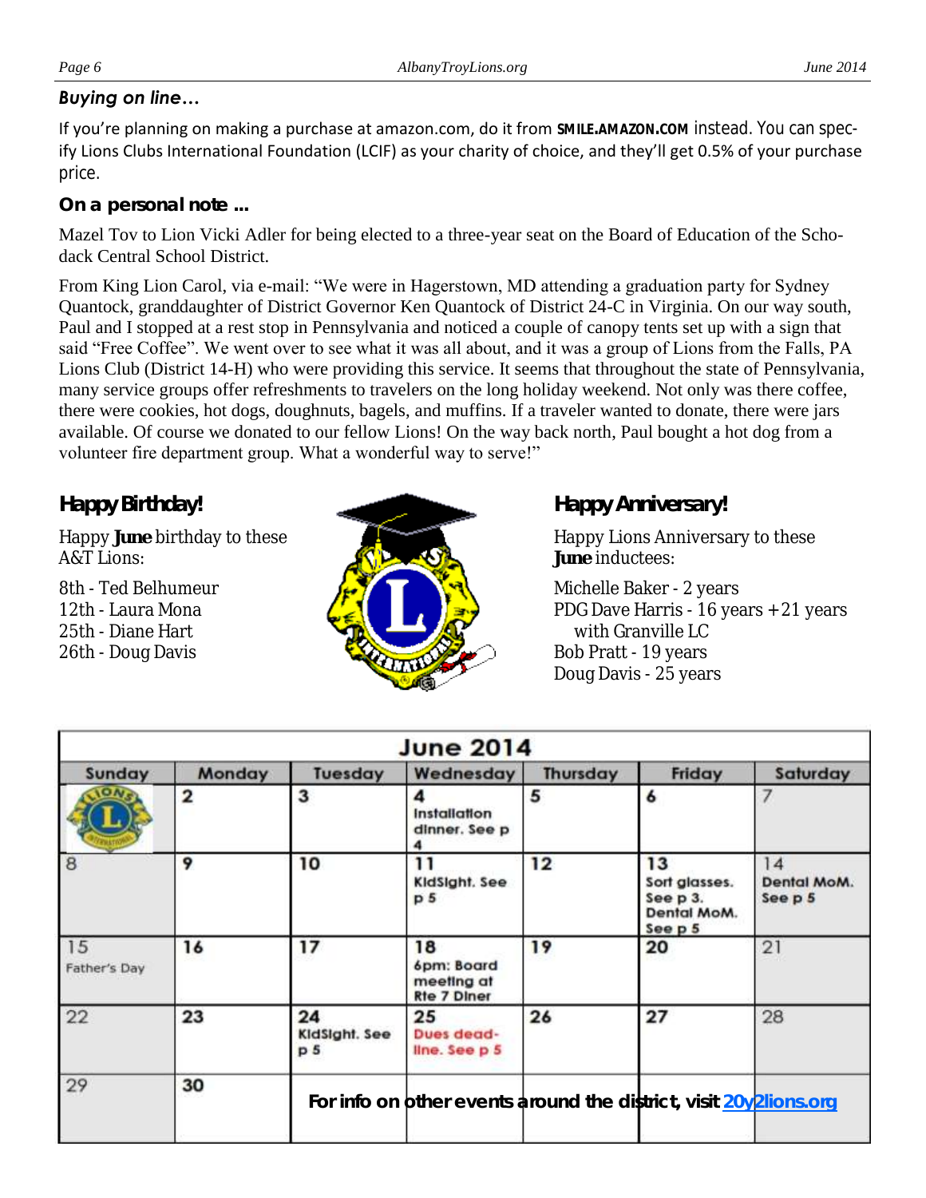### *Buying on line…*

If you're planning on making a purchase at amazon.com, do it from **SMILE.AMAZON.COM** instead. You can specify Lions Clubs International Foundation (LCIF) as your charity of choice, and they'll get 0.5% of your purchase price.

### On a personal note …

Mazel Tov to Lion Vicki Adler for being elected to a three-year seat on the Board of Education of the Schodack Central School District.

From King Lion Carol, via e-mail: "We were in Hagerstown, MD attending a graduation party for Sydney Quantock, granddaughter of District Governor Ken Quantock of District 24-C in Virginia. On our way south, Paul and I stopped at a rest stop in Pennsylvania and noticed a couple of canopy tents set up with a sign that said "Free Coffee". We went over to see what it was all about, and it was a group of Lions from the Falls, PA Lions Club (District 14-H) who were providing this service. It seems that throughout the state of Pennsylvania, many service groups offer refreshments to travelers on the long holiday weekend. Not only was there coffee, there were cookies, hot dogs, doughnuts, bagels, and muffins. If a traveler wanted to donate, there were jars available. Of course we donated to our fellow Lions! On the way back north, Paul bought a hot dog from a volunteer fire department group. What a wonderful way to serve!"

## Happy Birthday!

Happy **June** birthday to these A&T Lions:

8th - Ted Belhumeur
12th - Laura Mona
25th - Diane Hart
26th - Doug Davis

## Happy Anniversary!

Happy Lions Anniversary to these **June** inductees:

Michelle Baker - 2 years
PDG Dave Harris - 16 years + 21 years with Granville LC
Bob Pratt - 19 years
Doug Davis - 25 years

**June 2014**

| Sunday | Monday | Tuesday | Wednesday | Thursday | Friday | Saturday |
|---|---|---|---|---|---|---|
| | 2 | 3 | 4 Installation dinner. See p 4 | 5 | 6 | 7 |
| 8 | 9 | 10 | 11 KidSight. See p 5 | 12 | 13 Sort glasses. See p 3. Dental MoM. See p 5 | 14 Dental MoM. See p 5 |
| 15 Father's Day | 16 | 17 | 18 6pm: Board meeting at Rte 7 Diner | 19 | 20 | 21 |
| 22 | 23 | 24 KidSight. See p 5 | 25 Dues deadline. See p 5 | 26 | 27 | 28 |
| 29 | 30 | For info on other events around the district, visit 20y2lions.org | | | | |